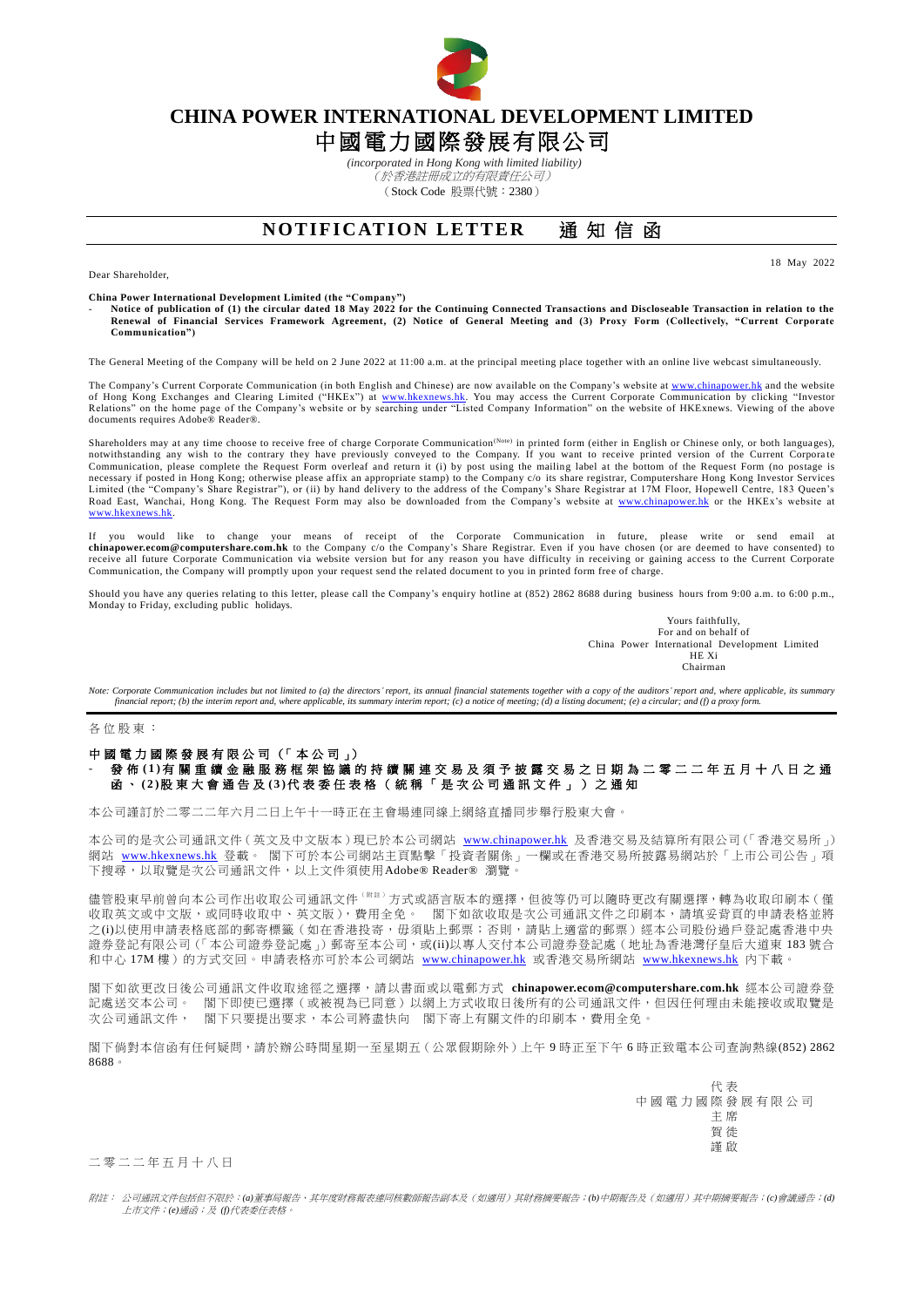# CHINA POWER INTERNATIONAL DEVELOPMENT LIMITED

# 中國電力國際發展有限公司

*(incorporated in Hong Kong with limited liability)*

*（於香港註冊成立的有限責任公司）*

（Stock Code 股票代號：2380）

## NOTIFICATION LETTER 通知信函

18 May 2022

Dear Shareholder,

**China Power International Development Limited (the "Company")**

- **Notice of publication of (1) the circular dated 18 May 2022 for the Continuing Connected Transactions and Discloseable Transaction in relation to the Renewal of Financial Services Framework Agreement, (2) Notice of General Meeting and (3) Proxy Form (Collectively, "Current Corporate Communication")**

The General Meeting of the Company will be held on 2 June 2022 at 11:00 a.m. at the principal meeting place together with an online live webcast simultaneously.

The Company's Current Corporate Communication (in both English and Chinese) are now available on the Company's website at www.chinapower.hk and the website of Hong Kong Exchanges and Clearing Limited ("HKEx") at www.hkexnews.hk. You may access the Current Corporate Communication by clicking "Investor Relations" on the home page of the Company's website or by searching under "Listed Company Information" on the website of HKExnews. Viewing of the above documents requires Adobe® Reader®.

Shareholders may at any time choose to receive free of charge Corporate Communication(Note) in printed form (either in English or Chinese only, or both languages), notwithstanding any wish to the contrary they have previously conveyed to the Company. If you want to receive printed version of the Current Corporate Communication, please complete the Request Form overleaf and return it (i) by post using the mailing label at the bottom of the Request Form (no postage is necessary if posted in Hong Kong; otherwise please affix an appropriate stamp) to the Company c/o its share registrar, Computershare Hong Kong Investor Services Limited (the "Company's Share Registrar"), or (ii) by hand delivery to the address of the Company's Share Registrar at 17M Floor, Hopewell Centre, 183 Queen's Road East, Wanchai, Hong Kong. The Request Form may also be downloaded from the Company's website at www.chinapower.hk or the HKEx's website at www.hkexnews.hk.

If you would like to change your means of receipt of the Corporate Communication in future, please write or send email at **chinapower.ecom@computershare.com.hk** to the Company c/o the Company's Share Registrar. Even if you have chosen (or are deemed to have consented) to receive all future Corporate Communication via website version but for any reason you have difficulty in receiving or gaining access to the Current Corporate Communication, the Company will promptly upon your request send the related document to you in printed form free of charge.

Should you have any queries relating to this letter, please call the Company's enquiry hotline at (852) 2862 8688 during business hours from 9:00 a.m. to 6:00 p.m., Monday to Friday, excluding public holidays.

Yours faithfully,
For and on behalf of
China Power International Development Limited
HE Xi
Chairman

*Note: Corporate Communication includes but not limited to (a) the directors' report, its annual financial statements together with a copy of the auditors' report and, where applicable, its summary financial report; (b) the interim report and, where applicable, its summary interim report; (c) a notice of meeting; (d) a listing document; (e) a circular; and (f) a proxy form.*

---

各位股東：

**中國電力國際發展有限公司（「本公司」）**

- **發佈(1)有關重續金融服務框架協議的持續關連交易及須予披露交易之日期為二零二二年五月十八日之通函、(2)股東大會通告及(3)代表委任表格（統稱「是次公司通訊文件」）之通知**

本公司謹訂於二零二二年六月二日上午十一時正在主會場連同線上網絡直播同步舉行股東大會。

本公司的是次公司通訊文件（英文及中文版本）現已於本公司網站 www.chinapower.hk 及香港交易及結算所有限公司（「香港交易所」）網站 www.hkexnews.hk 登載。 閣下可於本公司網站主頁點擊「投資者關係」一欄或在香港交易所披露易網站於「上市公司公告」項下搜尋，以取覽是次公司通訊文件，以上文件須使用Adobe® Reader® 瀏覽。

儘管股東早前曾向本公司作出收取公司通訊文件（附註）方式或語言版本的選擇，但彼等仍可以隨時更改有關選擇，轉為收取印刷本（僅收取英文或中文版，或同時收取中、英文版），費用全免。 閣下如欲收取是次公司通訊文件之印刷本，請填妥背頁的申請表格並將之(i)以使用申請表格底部的郵寄標籤（如在香港投寄，毋須貼上郵票；否則，請貼上適當的郵票）經本公司股份過戶登記處香港中央證券登記有限公司（「本公司證券登記處」）郵寄至本公司，或(ii)以專人交付本公司證券登記處（地址為香港灣仔皇后大道東 183 號合和中心 17M 樓）的方式交回。申請表格亦可於本公司網站 www.chinapower.hk 或香港交易所網站 www.hkexnews.hk 內下載。

閣下如欲更改日後公司通訊文件收取途徑之選擇，請以書面或以電郵方式 **chinapower.ecom@computershare.com.hk** 經本公司證券登記處送交本公司。 閣下即使已選擇（或被視為已同意）以網上方式收取日後所有的公司通訊文件，但因任何理由未能接收或取覽是次公司通訊文件， 閣下只要提出要求，本公司將盡快向 閣下寄上有關文件的印刷本，費用全免。

閣下倘對本信函有任何疑問，請於辦公時間星期一至星期五（公眾假期除外）上午 9 時正至下午 6 時正致電本公司查詢熱線(852) 2862 8688。

代表
中國電力國際發展有限公司
主席
賀徙
謹啟

二零二二年五月十八日

*附註： 公司通訊文件包括但不限於：(a)董事局報告、其年度財務報表連同核數師報告副本及（如適用）其財務摘要報告；(b)中期報告及（如適用）其中期摘要報告；(c)會議通告；(d)上市文件；(e)通函；及 (f)代表委任表格。*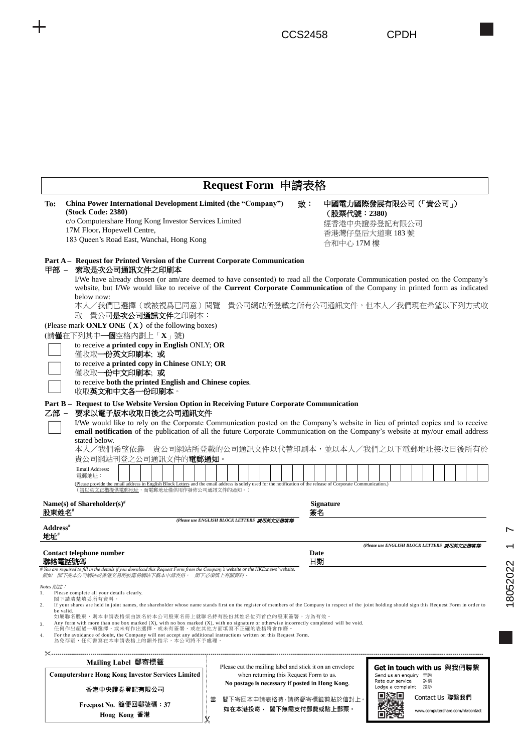# Request Form 申請表格

**To:** **China Power International Development Limited (the "Company")**
**(Stock Code: 2380)**
c/o Computershare Hong Kong Investor Services Limited
17M Floor, Hopewell Centre,
183 Queen's Road East, Wanchai, Hong Kong

**致：** **中國電力國際發展有限公司（「貴公司」）**
**（股票代號：2380）**
經香港中央證券登記有限公司
香港灣仔皇后大道東 183 號
合和中心 17M 樓

**Part A – Request for Printed Version of the Current Corporate Communication**
**甲部 – 索取是次公司通訊文件之印刷本**

I/We have already chosen (or am/are deemed to have consented) to read all the Corporate Communication posted on the Company's website, but I/We would like to receive of the **Current Corporate Communication** of the Company in printed form as indicated below now:

本人╱我們已選擇（或被視爲已同意）閱覽 貴公司網站所登載之所有公司通訊文件，但本人╱我們現在希望以下列方式收取 貴公司**是次公司通訊文件**之印刷本：

(Please mark **ONLY ONE** (**X**) of the following boxes)
(請**僅**在下列其中**一個**空格內劃上「**X**」號)

☐ to receive **a printed copy in English** ONLY; **OR**
僅收取**一份英文印刷本**; **或**

☐ to receive **a printed copy in Chinese** ONLY; **OR**
僅收取**一份中文印刷本**; **或**

☐ to receive **both the printed English and Chinese copies**.
收取**英文和中文各一份印刷本**。

**Part B – Request to Use Website Version Option in Receiving Future Corporate Communication**
**乙部 – 要求以電子版本收取日後之公司通訊文件**

☐ I/We would like to rely on the Corporate Communication posted on the Company's website in lieu of printed copies and to receive **email notification** of the publication of all the future Corporate Communication on the Company's website at my/our email address stated below.

本人╱我們希望依靠 貴公司網站所登載的公司通訊文件以代替印刷本，並以本人╱我們之以下電郵地址接收日後所有於 貴公司網站刊登之公司通訊文件的**電郵通知**。

Email Address:
電郵地址：

(Please provide the email address in English Block Letters and the email address is solely used for the notification of the release of Corporate Communication.)
（請以英文正楷提供電郵地址，而電郵地址僅供用作發佈公司通訊文件的通知。）

**Name(s) of Shareholder(s)**#
**股東姓名**#
*(Please use ENGLISH BLOCK LETTERS 請用英文正楷填寫)*

**Signature**
**簽名**

**Address**#
**地址**#
*(Please use ENGLISH BLOCK LETTERS 請用英文正楷填寫)*

**Contact telephone number**
**聯絡電話號碼**

**Date**
**日期**

*# You are required to fill in the details if you download this Request Form from the Company's website or the HKExnews' website.*
*假如 閣下從本公司網站或香港交易所披露易網站下載本申請表格， 閣下必須填上有關資料。*

*Notes 附註：*

1. Please complete all your details clearly.
閣下請清楚填妥所有資料。
2. If your shares are held in joint names, the shareholder whose name stands first on the register of members of the Company in respect of the joint holding should sign this Request Form in order to be valid.
如屬聯名股東，則本申請表格須由該名於本公司股東名冊上就聯名持有股份其姓名位列首位的股東簽署，方為有效。
3. Any form with more than one box marked (X), with no box marked (X), with no signature or otherwise incorrectly completed will be void.
任何作出超過一項選擇、或未有作出選擇、或未有簽署、或在其他方面填寫不正確的表格將會作廢。
4. For the avoidance of doubt, the Company will not accept any additional instructions written on this Request Form.
為免存疑，任何書寫在本申請表格上的額外指示，本公司將不予處理。

**Mailing Label 郵寄標籤**

**Computershare Hong Kong Investor Services Limited**
**香港中央證券登記有限公司**
**Freepost No. 簡便回郵號碼：37**
**Hong Kong 香港**

Please cut the mailing label and stick it on an envelope when returning this Request Form to us.
**No postage is necessary if posted in Hong Kong.**

當 閣下寄回本申請表格時，請將郵寄標籤剪貼於信封上。
**如在本港投寄， 閣下無需支付郵費或貼上郵票。**

**Get in touch with us 與我們聯繫**
Send us an enquiry 查詢
Rate our service 評價
Lodge a complaint 投訴
Contact Us 聯繫我們
www.computershare.com/hk/contact